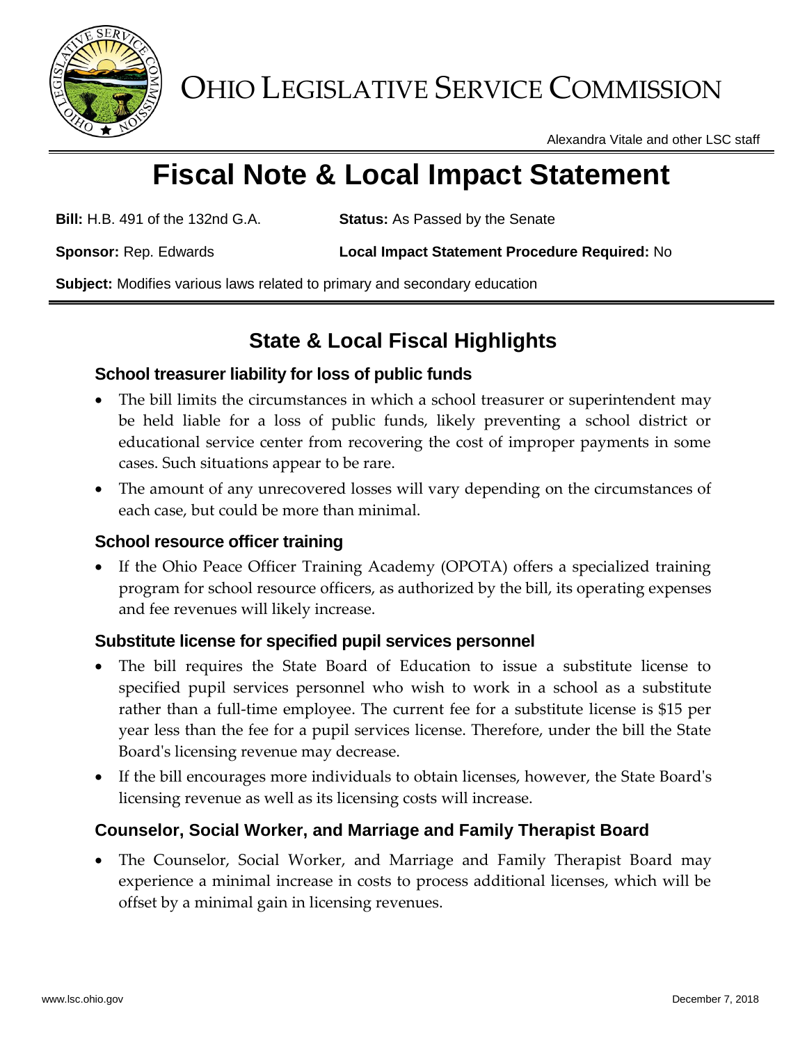# OHIO LEGISLATIVE SERVICE COMMISSION

Alexandra Vitale and other LSC staff

# Fiscal Note & Local Impact Statement

**Bill:** H.B. 491 of the 132nd G.A.

**Status:** As Passed by the Senate

**Sponsor:** Rep. Edwards

**Local Impact Statement Procedure Required:** No

**Subject:** Modifies various laws related to primary and secondary education

## State & Local Fiscal Highlights

### School treasurer liability for loss of public funds

- The bill limits the circumstances in which a school treasurer or superintendent may be held liable for a loss of public funds, likely preventing a school district or educational service center from recovering the cost of improper payments in some cases. Such situations appear to be rare.
- The amount of any unrecovered losses will vary depending on the circumstances of each case, but could be more than minimal.

### School resource officer training

- If the Ohio Peace Officer Training Academy (OPOTA) offers a specialized training program for school resource officers, as authorized by the bill, its operating expenses and fee revenues will likely increase.

### Substitute license for specified pupil services personnel

- The bill requires the State Board of Education to issue a substitute license to specified pupil services personnel who wish to work in a school as a substitute rather than a full-time employee. The current fee for a substitute license is $15 per year less than the fee for a pupil services license. Therefore, under the bill the State Board's licensing revenue may decrease.
- If the bill encourages more individuals to obtain licenses, however, the State Board's licensing revenue as well as its licensing costs will increase.

### Counselor, Social Worker, and Marriage and Family Therapist Board

- The Counselor, Social Worker, and Marriage and Family Therapist Board may experience a minimal increase in costs to process additional licenses, which will be offset by a minimal gain in licensing revenues.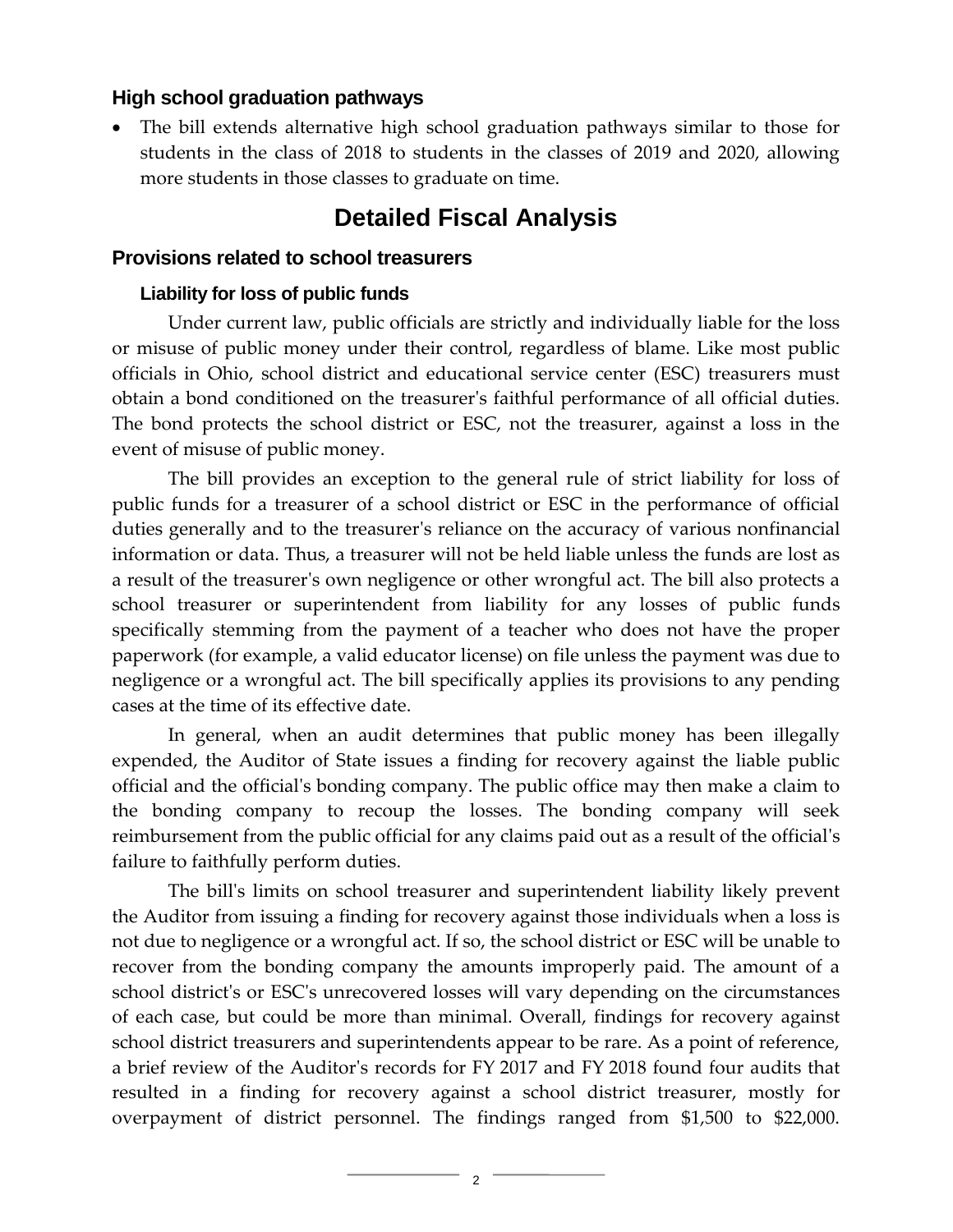### High school graduation pathways

- The bill extends alternative high school graduation pathways similar to those for students in the class of 2018 to students in the classes of 2019 and 2020, allowing more students in those classes to graduate on time.

## Detailed Fiscal Analysis

### Provisions related to school treasurers

#### Liability for loss of public funds

Under current law, public officials are strictly and individually liable for the loss or misuse of public money under their control, regardless of blame. Like most public officials in Ohio, school district and educational service center (ESC) treasurers must obtain a bond conditioned on the treasurer's faithful performance of all official duties. The bond protects the school district or ESC, not the treasurer, against a loss in the event of misuse of public money.

The bill provides an exception to the general rule of strict liability for loss of public funds for a treasurer of a school district or ESC in the performance of official duties generally and to the treasurer's reliance on the accuracy of various nonfinancial information or data. Thus, a treasurer will not be held liable unless the funds are lost as a result of the treasurer's own negligence or other wrongful act. The bill also protects a school treasurer or superintendent from liability for any losses of public funds specifically stemming from the payment of a teacher who does not have the proper paperwork (for example, a valid educator license) on file unless the payment was due to negligence or a wrongful act. The bill specifically applies its provisions to any pending cases at the time of its effective date.

In general, when an audit determines that public money has been illegally expended, the Auditor of State issues a finding for recovery against the liable public official and the official's bonding company. The public office may then make a claim to the bonding company to recoup the losses. The bonding company will seek reimbursement from the public official for any claims paid out as a result of the official's failure to faithfully perform duties.

The bill's limits on school treasurer and superintendent liability likely prevent the Auditor from issuing a finding for recovery against those individuals when a loss is not due to negligence or a wrongful act. If so, the school district or ESC will be unable to recover from the bonding company the amounts improperly paid. The amount of a school district's or ESC's unrecovered losses will vary depending on the circumstances of each case, but could be more than minimal. Overall, findings for recovery against school district treasurers and superintendents appear to be rare. As a point of reference, a brief review of the Auditor's records for FY 2017 and FY 2018 found four audits that resulted in a finding for recovery against a school district treasurer, mostly for overpayment of district personnel. The findings ranged from $1,500 to $22,000.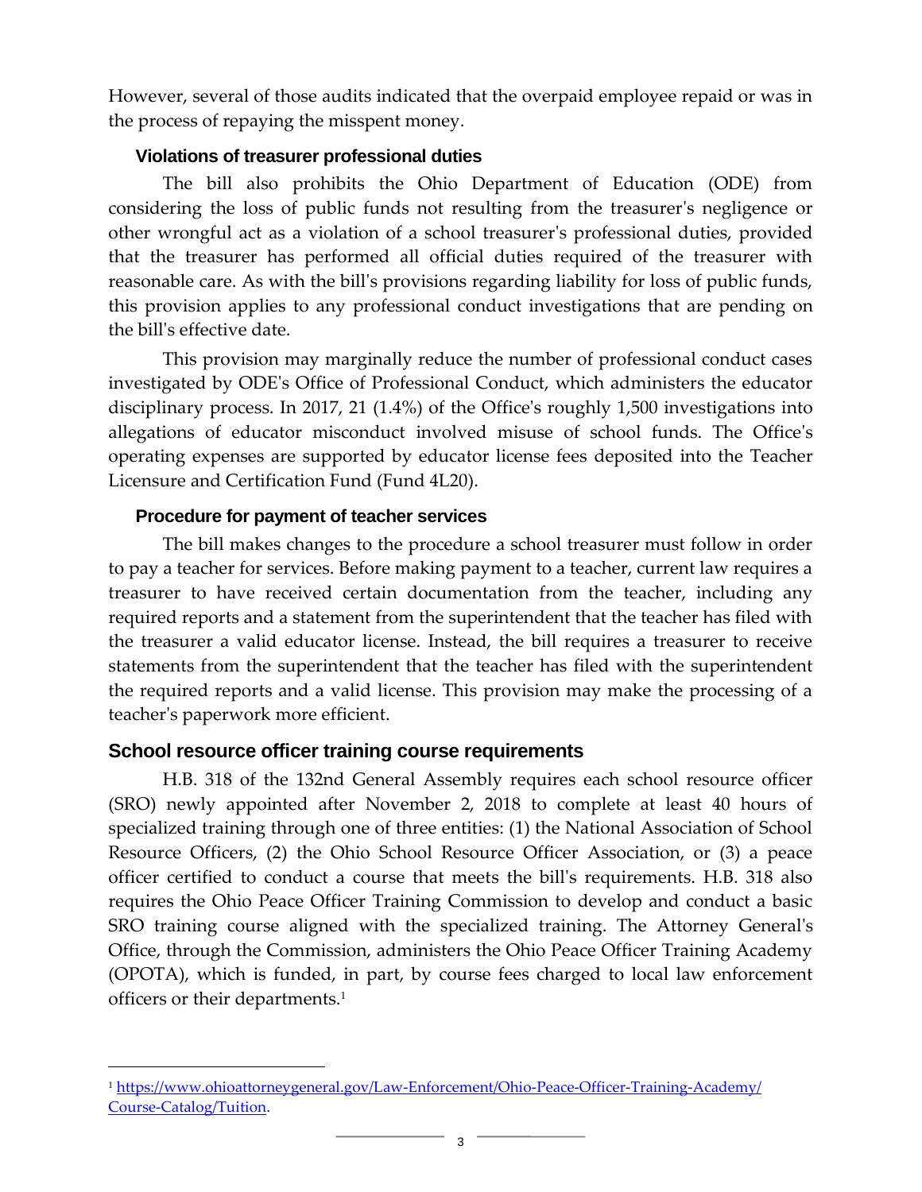However, several of those audits indicated that the overpaid employee repaid or was in the process of repaying the misspent money.

### Violations of treasurer professional duties

The bill also prohibits the Ohio Department of Education (ODE) from considering the loss of public funds not resulting from the treasurer's negligence or other wrongful act as a violation of a school treasurer's professional duties, provided that the treasurer has performed all official duties required of the treasurer with reasonable care. As with the bill's provisions regarding liability for loss of public funds, this provision applies to any professional conduct investigations that are pending on the bill's effective date.

This provision may marginally reduce the number of professional conduct cases investigated by ODE's Office of Professional Conduct, which administers the educator disciplinary process. In 2017, 21 (1.4%) of the Office's roughly 1,500 investigations into allegations of educator misconduct involved misuse of school funds. The Office's operating expenses are supported by educator license fees deposited into the Teacher Licensure and Certification Fund (Fund 4L20).

### Procedure for payment of teacher services

The bill makes changes to the procedure a school treasurer must follow in order to pay a teacher for services. Before making payment to a teacher, current law requires a treasurer to have received certain documentation from the teacher, including any required reports and a statement from the superintendent that the teacher has filed with the treasurer a valid educator license. Instead, the bill requires a treasurer to receive statements from the superintendent that the teacher has filed with the superintendent the required reports and a valid license. This provision may make the processing of a teacher's paperwork more efficient.

## School resource officer training course requirements

H.B. 318 of the 132nd General Assembly requires each school resource officer (SRO) newly appointed after November 2, 2018 to complete at least 40 hours of specialized training through one of three entities: (1) the National Association of School Resource Officers, (2) the Ohio School Resource Officer Association, or (3) a peace officer certified to conduct a course that meets the bill's requirements. H.B. 318 also requires the Ohio Peace Officer Training Commission to develop and conduct a basic SRO training course aligned with the specialized training. The Attorney General's Office, through the Commission, administers the Ohio Peace Officer Training Academy (OPOTA), which is funded, in part, by course fees charged to local law enforcement officers or their departments.[1]

---

[1] https://www.ohioattorneygeneral.gov/Law-Enforcement/Ohio-Peace-Officer-Training-Academy/Course-Catalog/Tuition.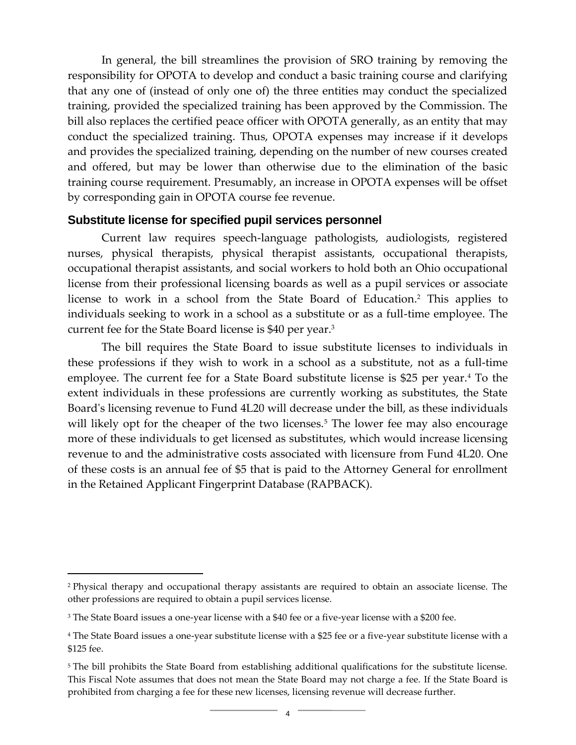In general, the bill streamlines the provision of SRO training by removing the responsibility for OPOTA to develop and conduct a basic training course and clarifying that any one of (instead of only one of) the three entities may conduct the specialized training, provided the specialized training has been approved by the Commission. The bill also replaces the certified peace officer with OPOTA generally, as an entity that may conduct the specialized training. Thus, OPOTA expenses may increase if it develops and provides the specialized training, depending on the number of new courses created and offered, but may be lower than otherwise due to the elimination of the basic training course requirement. Presumably, an increase in OPOTA expenses will be offset by corresponding gain in OPOTA course fee revenue.

## Substitute license for specified pupil services personnel

Current law requires speech-language pathologists, audiologists, registered nurses, physical therapists, physical therapist assistants, occupational therapists, occupational therapist assistants, and social workers to hold both an Ohio occupational license from their professional licensing boards as well as a pupil services or associate license to work in a school from the State Board of Education.[2] This applies to individuals seeking to work in a school as a substitute or as a full-time employee. The current fee for the State Board license is $40 per year.[3]

The bill requires the State Board to issue substitute licenses to individuals in these professions if they wish to work in a school as a substitute, not as a full-time employee. The current fee for a State Board substitute license is $25 per year.[4] To the extent individuals in these professions are currently working as substitutes, the State Board's licensing revenue to Fund 4L20 will decrease under the bill, as these individuals will likely opt for the cheaper of the two licenses.[5] The lower fee may also encourage more of these individuals to get licensed as substitutes, which would increase licensing revenue to and the administrative costs associated with licensure from Fund 4L20. One of these costs is an annual fee of $5 that is paid to the Attorney General for enrollment in the Retained Applicant Fingerprint Database (RAPBACK).

---

[2] Physical therapy and occupational therapy assistants are required to obtain an associate license. The other professions are required to obtain a pupil services license.

[3] The State Board issues a one-year license with a $40 fee or a five-year license with a $200 fee.

[4] The State Board issues a one-year substitute license with a $25 fee or a five-year substitute license with a $125 fee.

[5] The bill prohibits the State Board from establishing additional qualifications for the substitute license. This Fiscal Note assumes that does not mean the State Board may not charge a fee. If the State Board is prohibited from charging a fee for these new licenses, licensing revenue will decrease further.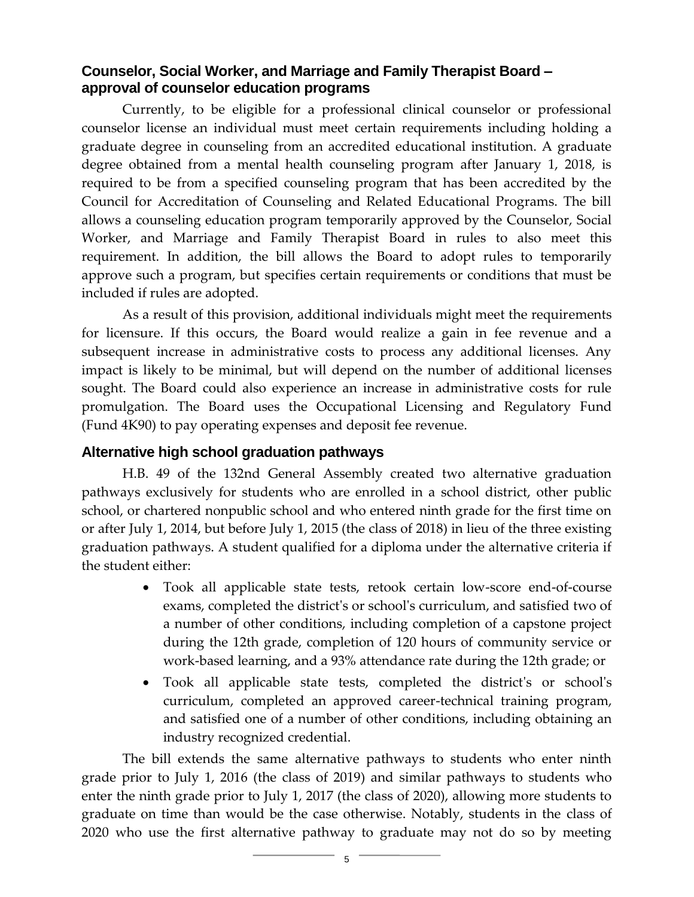### Counselor, Social Worker, and Marriage and Family Therapist Board – approval of counselor education programs

Currently, to be eligible for a professional clinical counselor or professional counselor license an individual must meet certain requirements including holding a graduate degree in counseling from an accredited educational institution. A graduate degree obtained from a mental health counseling program after January 1, 2018, is required to be from a specified counseling program that has been accredited by the Council for Accreditation of Counseling and Related Educational Programs. The bill allows a counseling education program temporarily approved by the Counselor, Social Worker, and Marriage and Family Therapist Board in rules to also meet this requirement. In addition, the bill allows the Board to adopt rules to temporarily approve such a program, but specifies certain requirements or conditions that must be included if rules are adopted.

As a result of this provision, additional individuals might meet the requirements for licensure. If this occurs, the Board would realize a gain in fee revenue and a subsequent increase in administrative costs to process any additional licenses. Any impact is likely to be minimal, but will depend on the number of additional licenses sought. The Board could also experience an increase in administrative costs for rule promulgation. The Board uses the Occupational Licensing and Regulatory Fund (Fund 4K90) to pay operating expenses and deposit fee revenue.

### Alternative high school graduation pathways

H.B. 49 of the 132nd General Assembly created two alternative graduation pathways exclusively for students who are enrolled in a school district, other public school, or chartered nonpublic school and who entered ninth grade for the first time on or after July 1, 2014, but before July 1, 2015 (the class of 2018) in lieu of the three existing graduation pathways. A student qualified for a diploma under the alternative criteria if the student either:

- Took all applicable state tests, retook certain low-score end-of-course exams, completed the district's or school's curriculum, and satisfied two of a number of other conditions, including completion of a capstone project during the 12th grade, completion of 120 hours of community service or work-based learning, and a 93% attendance rate during the 12th grade; or
- Took all applicable state tests, completed the district's or school's curriculum, completed an approved career-technical training program, and satisfied one of a number of other conditions, including obtaining an industry recognized credential.

The bill extends the same alternative pathways to students who enter ninth grade prior to July 1, 2016 (the class of 2019) and similar pathways to students who enter the ninth grade prior to July 1, 2017 (the class of 2020), allowing more students to graduate on time than would be the case otherwise. Notably, students in the class of 2020 who use the first alternative pathway to graduate may not do so by meeting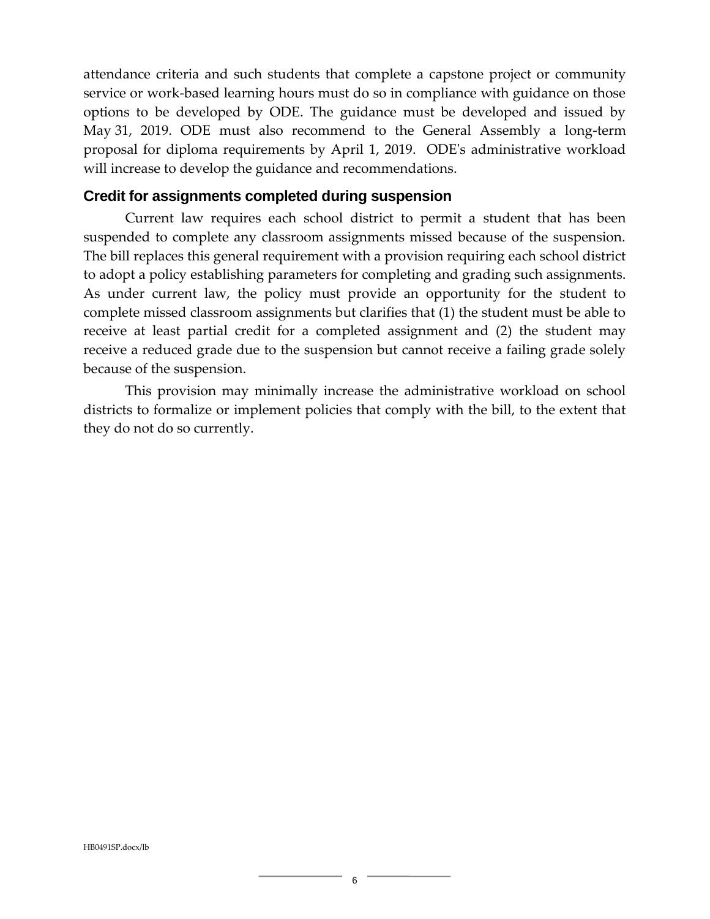attendance criteria and such students that complete a capstone project or community service or work-based learning hours must do so in compliance with guidance on those options to be developed by ODE. The guidance must be developed and issued by May 31, 2019. ODE must also recommend to the General Assembly a long-term proposal for diploma requirements by April 1, 2019. ODE's administrative workload will increase to develop the guidance and recommendations.

### Credit for assignments completed during suspension

Current law requires each school district to permit a student that has been suspended to complete any classroom assignments missed because of the suspension. The bill replaces this general requirement with a provision requiring each school district to adopt a policy establishing parameters for completing and grading such assignments. As under current law, the policy must provide an opportunity for the student to complete missed classroom assignments but clarifies that (1) the student must be able to receive at least partial credit for a completed assignment and (2) the student may receive a reduced grade due to the suspension but cannot receive a failing grade solely because of the suspension.

This provision may minimally increase the administrative workload on school districts to formalize or implement policies that comply with the bill, to the extent that they do not do so currently.

HB0491SP.docx/lb